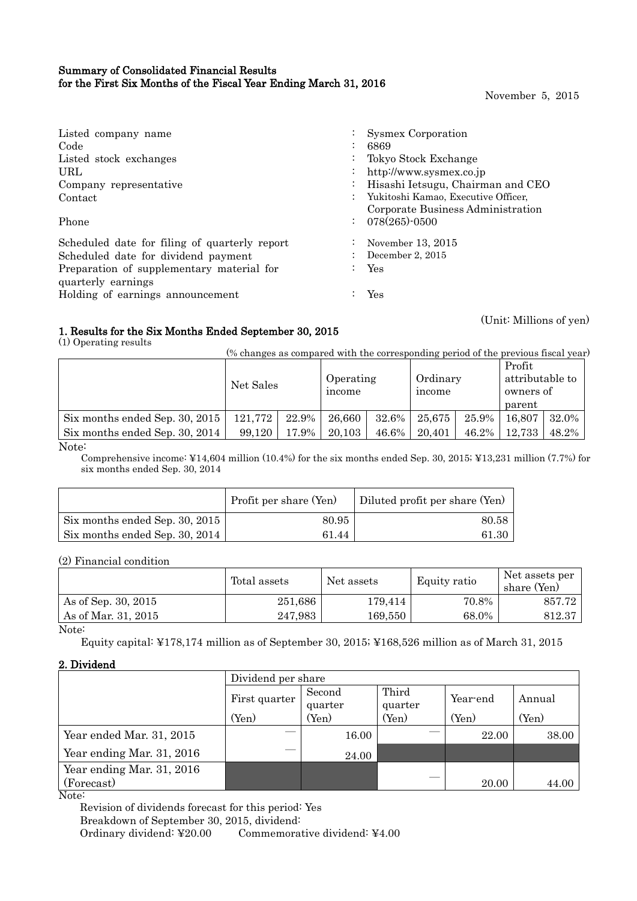# Summary of Consolidated Financial Results for the First Six Months of the Fiscal Year Ending March 31, 2016

November 5, 2015

| | | |
|---|---|---|
| Listed company name | : | Sysmex Corporation |
| Code | : | 6869 |
| Listed stock exchanges | : | Tokyo Stock Exchange |
| URL | : | http://www.sysmex.co.jp |
| Company representative | : | Hisashi Ietsugu, Chairman and CEO |
| Contact | : | Yukitoshi Kamao, Executive Officer, Corporate Business Administration |
| Phone | : | 078(265)-0500 |
| Scheduled date for filing of quarterly report | : | November 13, 2015 |
| Scheduled date for dividend payment | : | December 2, 2015 |
| Preparation of supplementary material for quarterly earnings | : | Yes |
| Holding of earnings announcement | : | Yes |

(Unit: Millions of yen)

## 1. Results for the Six Months Ended September 30, 2015

(1) Operating results

(% changes as compared with the corresponding period of the previous fiscal year)

| | Net Sales | | Operating income | | Ordinary income | | Profit attributable to owners of parent | |
|---|---|---|---|---|---|---|---|---|
| Six months ended Sep. 30, 2015 | 121,772 | 22.9% | 26,660 | 32.6% | 25,675 | 25.9% | 16,807 | 32.0% |
| Six months ended Sep. 30, 2014 | 99,120 | 17.9% | 20,103 | 46.6% | 20,401 | 46.2% | 12,733 | 48.2% |

Note:

Comprehensive income: ¥14,604 million (10.4%) for the six months ended Sep. 30, 2015; ¥13,231 million (7.7%) for six months ended Sep. 30, 2014

| | Profit per share (Yen) | Diluted profit per share (Yen) |
|---|---|---|
| Six months ended Sep. 30, 2015 | 80.95 | 80.58 |
| Six months ended Sep. 30, 2014 | 61.44 | 61.30 |

(2) Financial condition

| | Total assets | Net assets | Equity ratio | Net assets per share (Yen) |
|---|---|---|---|---|
| As of Sep. 30, 2015 | 251,686 | 179,414 | 70.8% | 857.72 |
| As of Mar. 31, 2015 | 247,983 | 169,550 | 68.0% | 812.37 |

Note:

Equity capital: ¥178,174 million as of September 30, 2015; ¥168,526 million as of March 31, 2015

## 2. Dividend

| | Dividend per share | | | | |
|---|---|---|---|---|---|
| | First quarter (Yen) | Second quarter (Yen) | Third quarter (Yen) | Year-end (Yen) | Annual (Yen) |
| Year ended Mar. 31, 2015 | — | 16.00 | — | 22.00 | 38.00 |
| Year ending Mar. 31, 2016 | — | 24.00 | | | |
| Year ending Mar. 31, 2016 (Forecast) | | | — | 20.00 | 44.00 |

Note:

Revision of dividends forecast for this period: Yes

Breakdown of September 30, 2015, dividend:

Ordinary dividend: ¥20.00 Commemorative dividend: ¥4.00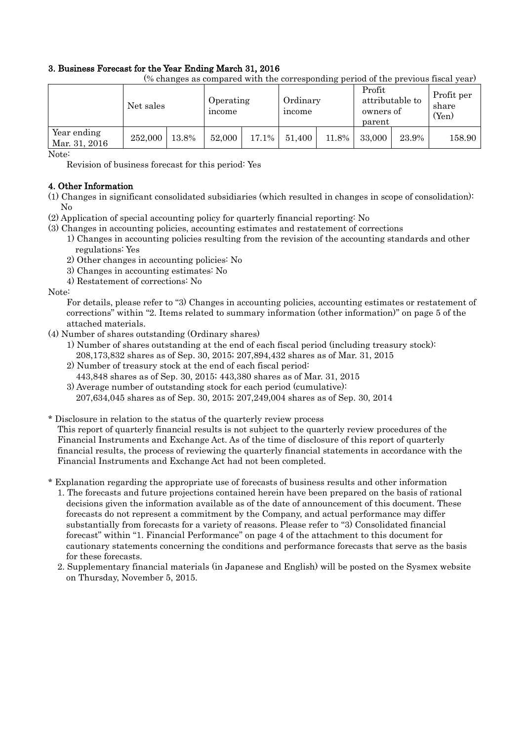### 3. Business Forecast for the Year Ending March 31, 2016

(% changes as compared with the corresponding period of the previous fiscal year)

| | Net sales | | Operating income | | Ordinary income | | Profit attributable to owners of parent | | Profit per share (Yen) |
|---|---|---|---|---|---|---|---|---|---|
| Year ending Mar. 31, 2016 | 252,000 | 13.8% | 52,000 | 17.1% | 51,400 | 11.8% | 33,000 | 23.9% | 158.90 |

Note:

Revision of business forecast for this period: Yes

### 4. Other Information

(1) Changes in significant consolidated subsidiaries (which resulted in changes in scope of consolidation): No

(2) Application of special accounting policy for quarterly financial reporting: No

(3) Changes in accounting policies, accounting estimates and restatement of corrections

1) Changes in accounting policies resulting from the revision of the accounting standards and other regulations: Yes

2) Other changes in accounting policies: No

3) Changes in accounting estimates: No

4) Restatement of corrections: No

Note:

For details, please refer to "3) Changes in accounting policies, accounting estimates or restatement of corrections" within "2. Items related to summary information (other information)" on page 5 of the attached materials.

(4) Number of shares outstanding (Ordinary shares)

1) Number of shares outstanding at the end of each fiscal period (including treasury stock): 208,173,832 shares as of Sep. 30, 2015; 207,894,432 shares as of Mar. 31, 2015

2) Number of treasury stock at the end of each fiscal period: 443,848 shares as of Sep. 30, 2015; 443,380 shares as of Mar. 31, 2015

3) Average number of outstanding stock for each period (cumulative): 207,634,045 shares as of Sep. 30, 2015; 207,249,004 shares as of Sep. 30, 2014

\* Disclosure in relation to the status of the quarterly review process

This report of quarterly financial results is not subject to the quarterly review procedures of the Financial Instruments and Exchange Act. As of the time of disclosure of this report of quarterly financial results, the process of reviewing the quarterly financial statements in accordance with the Financial Instruments and Exchange Act had not been completed.

\* Explanation regarding the appropriate use of forecasts of business results and other information

1. The forecasts and future projections contained herein have been prepared on the basis of rational decisions given the information available as of the date of announcement of this document. These forecasts do not represent a commitment by the Company, and actual performance may differ substantially from forecasts for a variety of reasons. Please refer to "3) Consolidated financial forecast" within "1. Financial Performance" on page 4 of the attachment to this document for cautionary statements concerning the conditions and performance forecasts that serve as the basis for these forecasts.
2. Supplementary financial materials (in Japanese and English) will be posted on the Sysmex website on Thursday, November 5, 2015.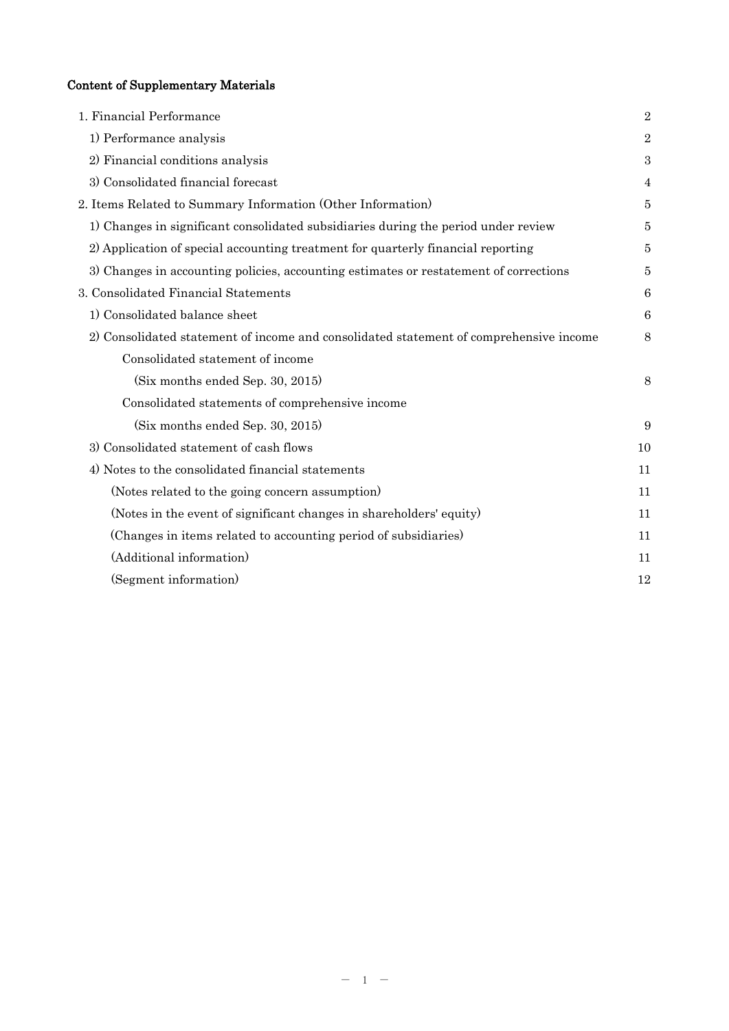## Content of Supplementary Materials

| | |
|---|---|
| 1. Financial Performance | 2 |
| 1) Performance analysis | 2 |
| 2) Financial conditions analysis | 3 |
| 3) Consolidated financial forecast | 4 |
| 2. Items Related to Summary Information (Other Information) | 5 |
| 1) Changes in significant consolidated subsidiaries during the period under review | 5 |
| 2) Application of special accounting treatment for quarterly financial reporting | 5 |
| 3) Changes in accounting policies, accounting estimates or restatement of corrections | 5 |
| 3. Consolidated Financial Statements | 6 |
| 1) Consolidated balance sheet | 6 |
| 2) Consolidated statement of income and consolidated statement of comprehensive income | 8 |
| Consolidated statement of income | |
| (Six months ended Sep. 30, 2015) | 8 |
| Consolidated statements of comprehensive income | |
| (Six months ended Sep. 30, 2015) | 9 |
| 3) Consolidated statement of cash flows | 10 |
| 4) Notes to the consolidated financial statements | 11 |
| (Notes related to the going concern assumption) | 11 |
| (Notes in the event of significant changes in shareholders' equity) | 11 |
| (Changes in items related to accounting period of subsidiaries) | 11 |
| (Additional information) | 11 |
| (Segment information) | 12 |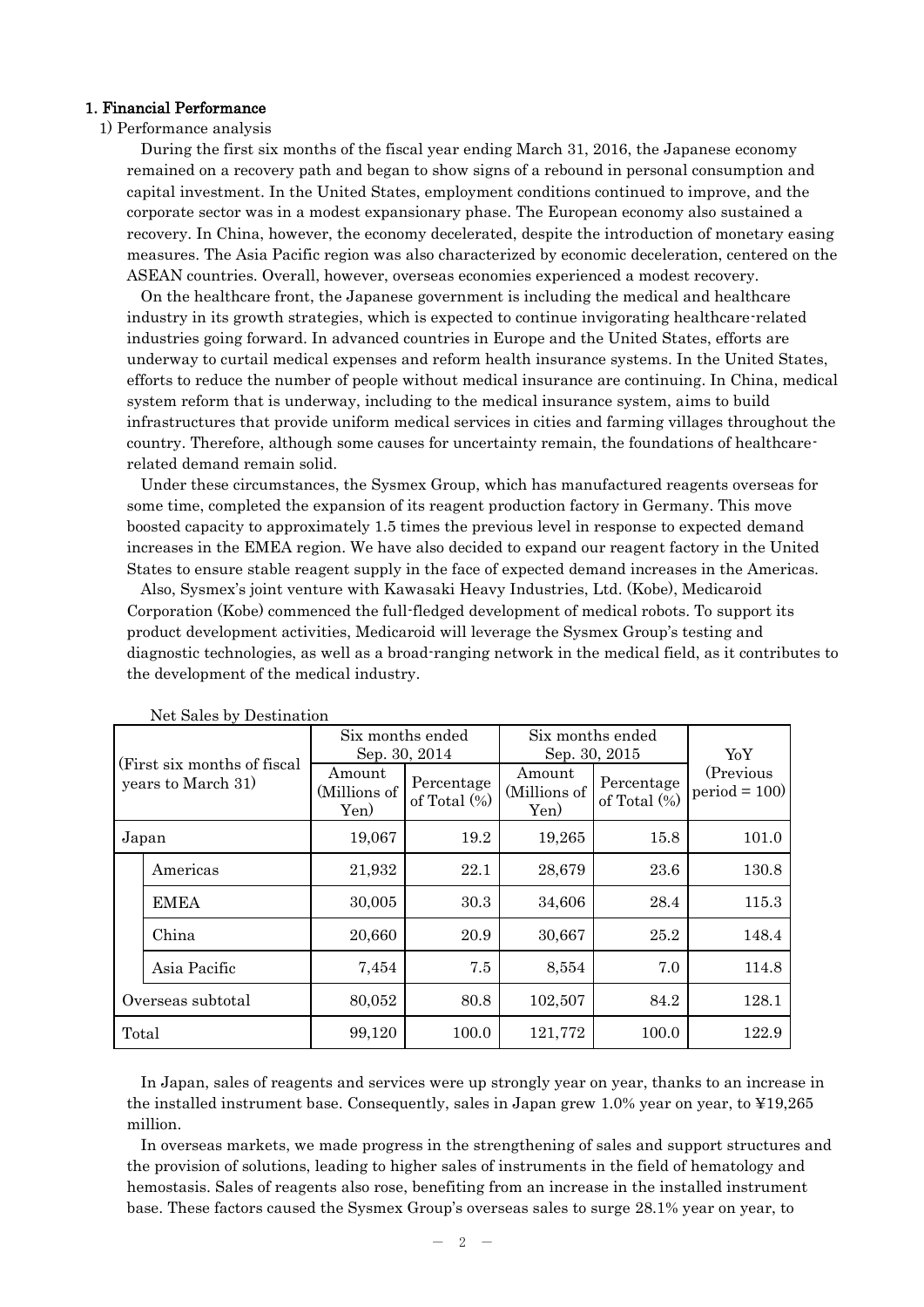## 1. Financial Performance

1) Performance analysis

During the first six months of the fiscal year ending March 31, 2016, the Japanese economy remained on a recovery path and began to show signs of a rebound in personal consumption and capital investment. In the United States, employment conditions continued to improve, and the corporate sector was in a modest expansionary phase. The European economy also sustained a recovery. In China, however, the economy decelerated, despite the introduction of monetary easing measures. The Asia Pacific region was also characterized by economic deceleration, centered on the ASEAN countries. Overall, however, overseas economies experienced a modest recovery.

On the healthcare front, the Japanese government is including the medical and healthcare industry in its growth strategies, which is expected to continue invigorating healthcare-related industries going forward. In advanced countries in Europe and the United States, efforts are underway to curtail medical expenses and reform health insurance systems. In the United States, efforts to reduce the number of people without medical insurance are continuing. In China, medical system reform that is underway, including to the medical insurance system, aims to build infrastructures that provide uniform medical services in cities and farming villages throughout the country. Therefore, although some causes for uncertainty remain, the foundations of healthcare-related demand remain solid.

Under these circumstances, the Sysmex Group, which has manufactured reagents overseas for some time, completed the expansion of its reagent production factory in Germany. This move boosted capacity to approximately 1.5 times the previous level in response to expected demand increases in the EMEA region. We have also decided to expand our reagent factory in the United States to ensure stable reagent supply in the face of expected demand increases in the Americas.

Also, Sysmex's joint venture with Kawasaki Heavy Industries, Ltd. (Kobe), Medicaroid Corporation (Kobe) commenced the full-fledged development of medical robots. To support its product development activities, Medicaroid will leverage the Sysmex Group's testing and diagnostic technologies, as well as a broad-ranging network in the medical field, as it contributes to the development of the medical industry.

Net Sales by Destination

| (First six months of fiscal years to March 31) | Six months ended Sep. 30, 2014 | | Six months ended Sep. 30, 2015 | | YoY (Previous period = 100) |
|---|---|---|---|---|---|
| | Amount (Millions of Yen) | Percentage of Total (%) | Amount (Millions of Yen) | Percentage of Total (%) | |
| Japan | 19,067 | 19.2 | 19,265 | 15.8 | 101.0 |
| Americas | 21,932 | 22.1 | 28,679 | 23.6 | 130.8 |
| EMEA | 30,005 | 30.3 | 34,606 | 28.4 | 115.3 |
| China | 20,660 | 20.9 | 30,667 | 25.2 | 148.4 |
| Asia Pacific | 7,454 | 7.5 | 8,554 | 7.0 | 114.8 |
| Overseas subtotal | 80,052 | 80.8 | 102,507 | 84.2 | 128.1 |
| Total | 99,120 | 100.0 | 121,772 | 100.0 | 122.9 |

In Japan, sales of reagents and services were up strongly year on year, thanks to an increase in the installed instrument base. Consequently, sales in Japan grew 1.0% year on year, to ¥19,265 million.

In overseas markets, we made progress in the strengthening of sales and support structures and the provision of solutions, leading to higher sales of instruments in the field of hematology and hemostasis. Sales of reagents also rose, benefiting from an increase in the installed instrument base. These factors caused the Sysmex Group's overseas sales to surge 28.1% year on year, to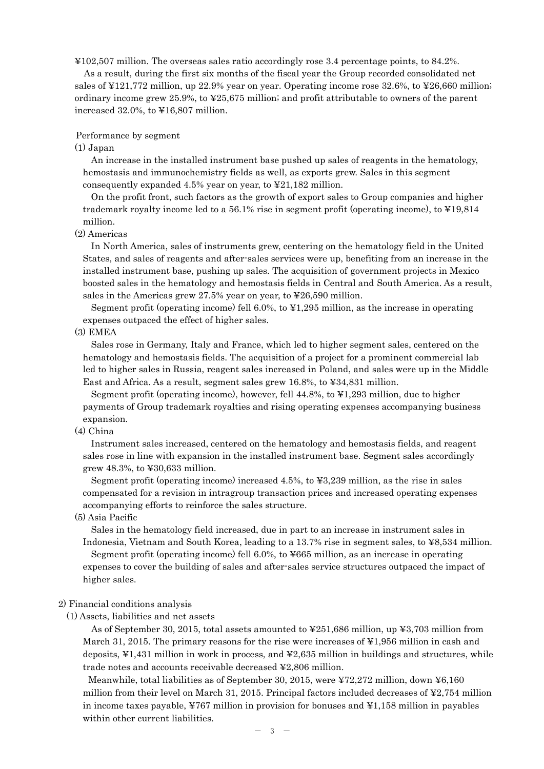¥102,507 million. The overseas sales ratio accordingly rose 3.4 percentage points, to 84.2%.

As a result, during the first six months of the fiscal year the Group recorded consolidated net sales of ¥121,772 million, up 22.9% year on year. Operating income rose 32.6%, to ¥26,660 million; ordinary income grew 25.9%, to ¥25,675 million; and profit attributable to owners of the parent increased 32.0%, to ¥16,807 million.

Performance by segment

(1) Japan

An increase in the installed instrument base pushed up sales of reagents in the hematology, hemostasis and immunochemistry fields as well, as exports grew. Sales in this segment consequently expanded 4.5% year on year, to ¥21,182 million.

On the profit front, such factors as the growth of export sales to Group companies and higher trademark royalty income led to a 56.1% rise in segment profit (operating income), to ¥19,814 million.

(2) Americas

In North America, sales of instruments grew, centering on the hematology field in the United States, and sales of reagents and after-sales services were up, benefiting from an increase in the installed instrument base, pushing up sales. The acquisition of government projects in Mexico boosted sales in the hematology and hemostasis fields in Central and South America. As a result, sales in the Americas grew 27.5% year on year, to ¥26,590 million.

Segment profit (operating income) fell 6.0%, to ¥1,295 million, as the increase in operating expenses outpaced the effect of higher sales.

(3) EMEA

Sales rose in Germany, Italy and France, which led to higher segment sales, centered on the hematology and hemostasis fields. The acquisition of a project for a prominent commercial lab led to higher sales in Russia, reagent sales increased in Poland, and sales were up in the Middle East and Africa. As a result, segment sales grew 16.8%, to ¥34,831 million.

Segment profit (operating income), however, fell 44.8%, to ¥1,293 million, due to higher payments of Group trademark royalties and rising operating expenses accompanying business expansion.

(4) China

Instrument sales increased, centered on the hematology and hemostasis fields, and reagent sales rose in line with expansion in the installed instrument base. Segment sales accordingly grew 48.3%, to ¥30,633 million.

Segment profit (operating income) increased 4.5%, to ¥3,239 million, as the rise in sales compensated for a revision in intragroup transaction prices and increased operating expenses accompanying efforts to reinforce the sales structure.

(5) Asia Pacific

Sales in the hematology field increased, due in part to an increase in instrument sales in Indonesia, Vietnam and South Korea, leading to a 13.7% rise in segment sales, to ¥8,534 million.

Segment profit (operating income) fell 6.0%, to ¥665 million, as an increase in operating expenses to cover the building of sales and after-sales service structures outpaced the impact of higher sales.

2) Financial conditions analysis

(1) Assets, liabilities and net assets

As of September 30, 2015, total assets amounted to ¥251,686 million, up ¥3,703 million from March 31, 2015. The primary reasons for the rise were increases of ¥1,956 million in cash and deposits, ¥1,431 million in work in process, and ¥2,635 million in buildings and structures, while trade notes and accounts receivable decreased ¥2,806 million.

Meanwhile, total liabilities as of September 30, 2015, were ¥72,272 million, down ¥6,160 million from their level on March 31, 2015. Principal factors included decreases of ¥2,754 million in income taxes payable, ¥767 million in provision for bonuses and ¥1,158 million in payables within other current liabilities.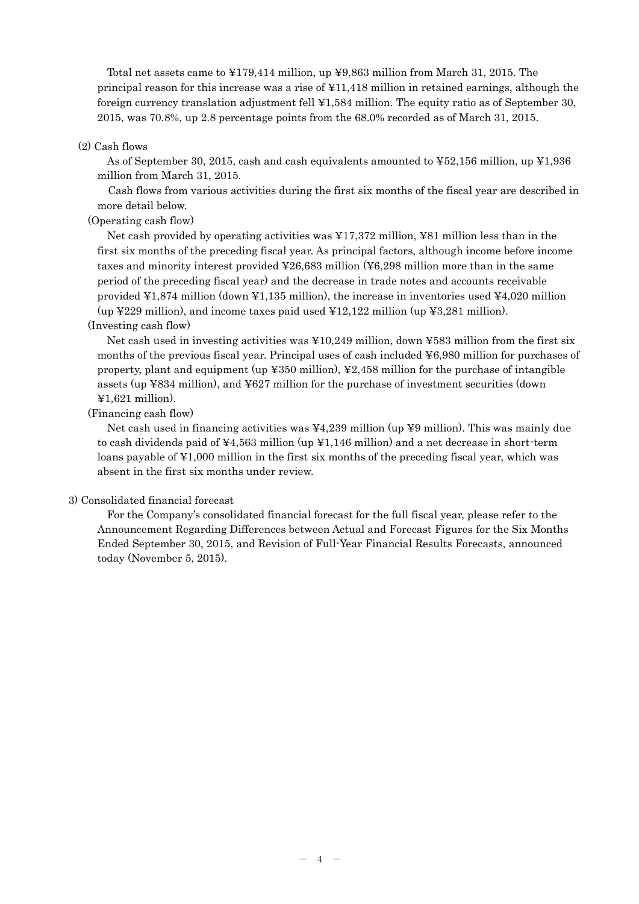Total net assets came to ¥179,414 million, up ¥9,863 million from March 31, 2015. The principal reason for this increase was a rise of ¥11,418 million in retained earnings, although the foreign currency translation adjustment fell ¥1,584 million. The equity ratio as of September 30, 2015, was 70.8%, up 2.8 percentage points from the 68.0% recorded as of March 31, 2015.

(2) Cash flows

As of September 30, 2015, cash and cash equivalents amounted to ¥52,156 million, up ¥1,936 million from March 31, 2015.

Cash flows from various activities during the first six months of the fiscal year are described in more detail below.

(Operating cash flow)

Net cash provided by operating activities was ¥17,372 million, ¥81 million less than in the first six months of the preceding fiscal year. As principal factors, although income before income taxes and minority interest provided ¥26,683 million (¥6,298 million more than in the same period of the preceding fiscal year) and the decrease in trade notes and accounts receivable provided ¥1,874 million (down ¥1,135 million), the increase in inventories used ¥4,020 million (up ¥229 million), and income taxes paid used ¥12,122 million (up ¥3,281 million).

(Investing cash flow)

Net cash used in investing activities was ¥10,249 million, down ¥583 million from the first six months of the previous fiscal year. Principal uses of cash included ¥6,980 million for purchases of property, plant and equipment (up ¥350 million), ¥2,458 million for the purchase of intangible assets (up ¥834 million), and ¥627 million for the purchase of investment securities (down ¥1,621 million).

(Financing cash flow)

Net cash used in financing activities was ¥4,239 million (up ¥9 million). This was mainly due to cash dividends paid of ¥4,563 million (up ¥1,146 million) and a net decrease in short-term loans payable of ¥1,000 million in the first six months of the preceding fiscal year, which was absent in the first six months under review.

3) Consolidated financial forecast

For the Company's consolidated financial forecast for the full fiscal year, please refer to the Announcement Regarding Differences between Actual and Forecast Figures for the Six Months Ended September 30, 2015, and Revision of Full-Year Financial Results Forecasts, announced today (November 5, 2015).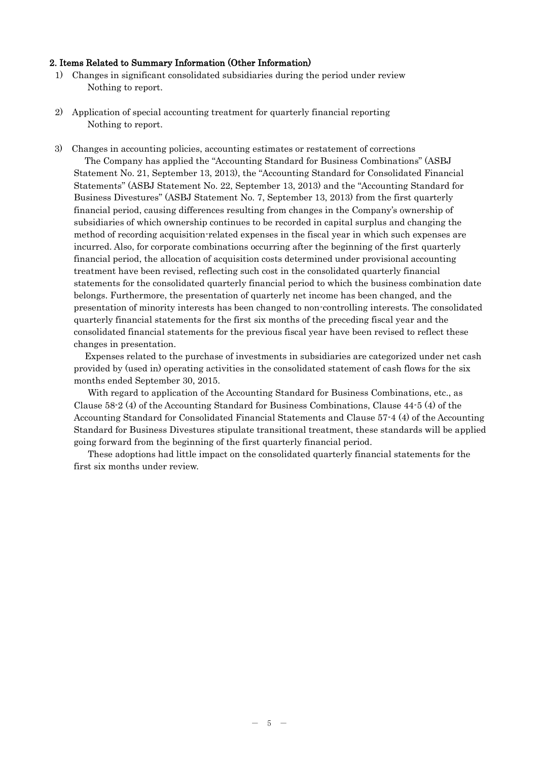## 2. Items Related to Summary Information (Other Information)

1) Changes in significant consolidated subsidiaries during the period under review

   Nothing to report.

2) Application of special accounting treatment for quarterly financial reporting

   Nothing to report.

3) Changes in accounting policies, accounting estimates or restatement of corrections

   The Company has applied the "Accounting Standard for Business Combinations" (ASBJ Statement No. 21, September 13, 2013), the "Accounting Standard for Consolidated Financial Statements" (ASBJ Statement No. 22, September 13, 2013) and the "Accounting Standard for Business Divestures" (ASBJ Statement No. 7, September 13, 2013) from the first quarterly financial period, causing differences resulting from changes in the Company's ownership of subsidiaries of which ownership continues to be recorded in capital surplus and changing the method of recording acquisition-related expenses in the fiscal year in which such expenses are incurred. Also, for corporate combinations occurring after the beginning of the first quarterly financial period, the allocation of acquisition costs determined under provisional accounting treatment have been revised, reflecting such cost in the consolidated quarterly financial statements for the consolidated quarterly financial period to which the business combination date belongs. Furthermore, the presentation of quarterly net income has been changed, and the presentation of minority interests has been changed to non-controlling interests. The consolidated quarterly financial statements for the first six months of the preceding fiscal year and the consolidated financial statements for the previous fiscal year have been revised to reflect these changes in presentation.

   Expenses related to the purchase of investments in subsidiaries are categorized under net cash provided by (used in) operating activities in the consolidated statement of cash flows for the six months ended September 30, 2015.

   With regard to application of the Accounting Standard for Business Combinations, etc., as Clause 58-2 (4) of the Accounting Standard for Business Combinations, Clause 44-5 (4) of the Accounting Standard for Consolidated Financial Statements and Clause 57-4 (4) of the Accounting Standard for Business Divestures stipulate transitional treatment, these standards will be applied going forward from the beginning of the first quarterly financial period.

   These adoptions had little impact on the consolidated quarterly financial statements for the first six months under review.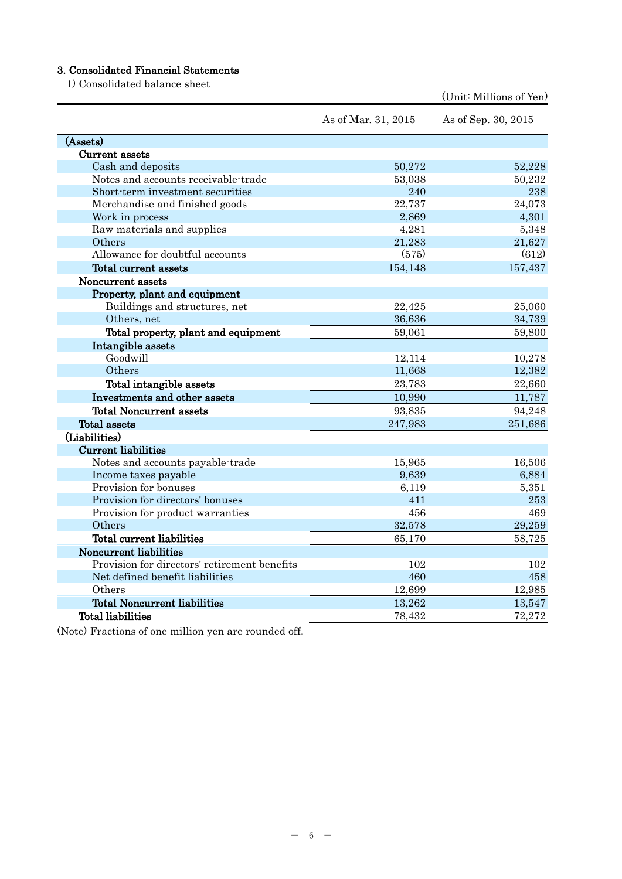## 3. Consolidated Financial Statements

1) Consolidated balance sheet

(Unit: Millions of Yen)

| | As of Mar. 31, 2015 | As of Sep. 30, 2015 |
|---|---|---|
| **(Assets)** | | |
| **Current assets** | | |
| Cash and deposits | 50,272 | 52,228 |
| Notes and accounts receivable-trade | 53,038 | 50,232 |
| Short-term investment securities | 240 | 238 |
| Merchandise and finished goods | 22,737 | 24,073 |
| Work in process | 2,869 | 4,301 |
| Raw materials and supplies | 4,281 | 5,348 |
| Others | 21,283 | 21,627 |
| Allowance for doubtful accounts | (575) | (612) |
| **Total current assets** | 154,148 | 157,437 |
| **Noncurrent assets** | | |
| **Property, plant and equipment** | | |
| Buildings and structures, net | 22,425 | 25,060 |
| Others, net | 36,636 | 34,739 |
| **Total property, plant and equipment** | 59,061 | 59,800 |
| **Intangible assets** | | |
| Goodwill | 12,114 | 10,278 |
| Others | 11,668 | 12,382 |
| **Total intangible assets** | 23,783 | 22,660 |
| **Investments and other assets** | 10,990 | 11,787 |
| **Total Noncurrent assets** | 93,835 | 94,248 |
| **Total assets** | 247,983 | 251,686 |
| **(Liabilities)** | | |
| **Current liabilities** | | |
| Notes and accounts payable-trade | 15,965 | 16,506 |
| Income taxes payable | 9,639 | 6,884 |
| Provision for bonuses | 6,119 | 5,351 |
| Provision for directors' bonuses | 411 | 253 |
| Provision for product warranties | 456 | 469 |
| Others | 32,578 | 29,259 |
| **Total current liabilities** | 65,170 | 58,725 |
| **Noncurrent liabilities** | | |
| Provision for directors' retirement benefits | 102 | 102 |
| Net defined benefit liabilities | 460 | 458 |
| Others | 12,699 | 12,985 |
| **Total Noncurrent liabilities** | 13,262 | 13,547 |
| **Total liabilities** | 78,432 | 72,272 |

(Note) Fractions of one million yen are rounded off.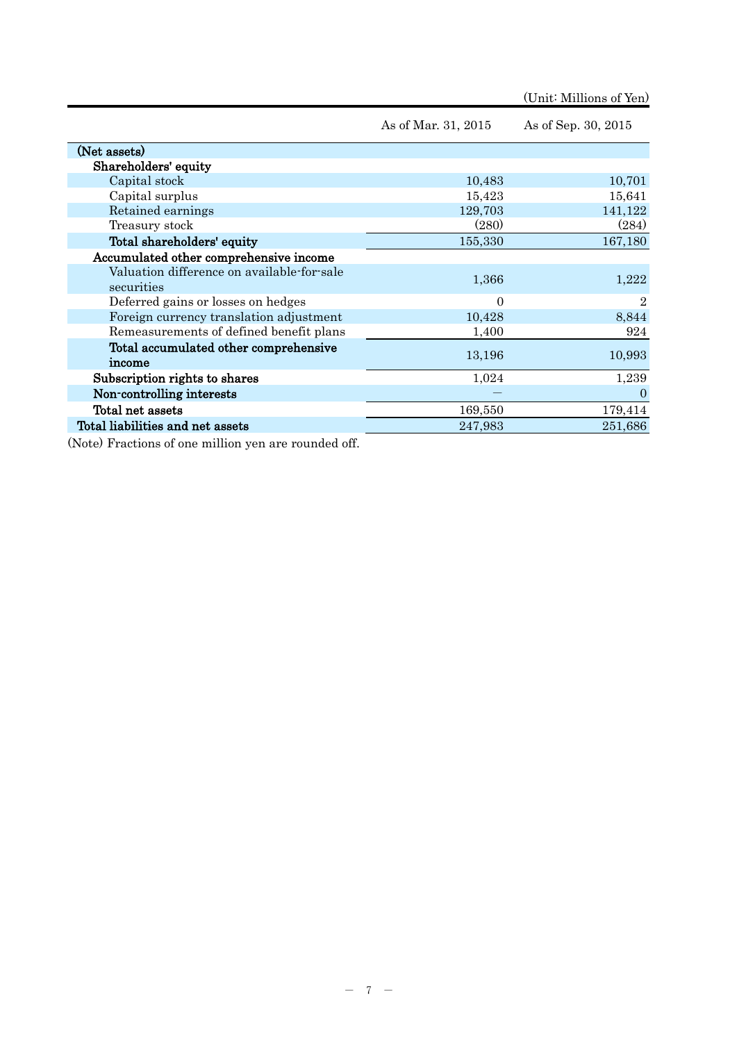(Unit: Millions of Yen)

| | As of Mar. 31, 2015 | As of Sep. 30, 2015 |
|---|---|---|
| **(Net assets)** | | |
| **Shareholders' equity** | | |
| Capital stock | 10,483 | 10,701 |
| Capital surplus | 15,423 | 15,641 |
| Retained earnings | 129,703 | 141,122 |
| Treasury stock | (280) | (284) |
| **Total shareholders' equity** | 155,330 | 167,180 |
| **Accumulated other comprehensive income** | | |
| Valuation difference on available-for-sale securities | 1,366 | 1,222 |
| Deferred gains or losses on hedges | 0 | 2 |
| Foreign currency translation adjustment | 10,428 | 8,844 |
| Remeasurements of defined benefit plans | 1,400 | 924 |
| **Total accumulated other comprehensive income** | 13,196 | 10,993 |
| **Subscription rights to shares** | 1,024 | 1,239 |
| **Non-controlling interests** | — | 0 |
| **Total net assets** | 169,550 | 179,414 |
| **Total liabilities and net assets** | 247,983 | 251,686 |

(Note) Fractions of one million yen are rounded off.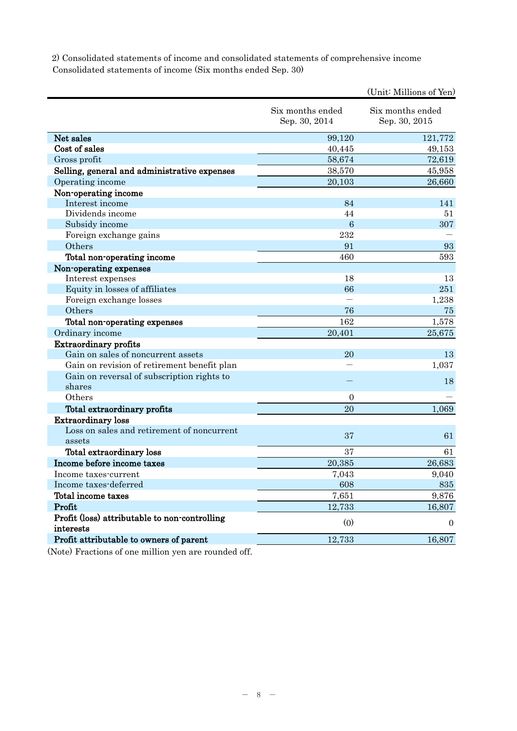2) Consolidated statements of income and consolidated statements of comprehensive income

Consolidated statements of income (Six months ended Sep. 30)

(Unit: Millions of Yen)

| | Six months ended Sep. 30, 2014 | Six months ended Sep. 30, 2015 |
|---|---|---|
| **Net sales** | 99,120 | 121,772 |
| **Cost of sales** | 40,445 | 49,153 |
| Gross profit | 58,674 | 72,619 |
| **Selling, general and administrative expenses** | 38,570 | 45,958 |
| Operating income | 20,103 | 26,660 |
| **Non-operating income** | | |
| Interest income | 84 | 141 |
| Dividends income | 44 | 51 |
| Subsidy income | 6 | 307 |
| Foreign exchange gains | 232 | — |
| Others | 91 | 93 |
| **Total non-operating income** | 460 | 593 |
| **Non-operating expenses** | | |
| Interest expenses | 18 | 13 |
| Equity in losses of affiliates | 66 | 251 |
| Foreign exchange losses | — | 1,238 |
| Others | 76 | 75 |
| **Total non-operating expenses** | 162 | 1,578 |
| Ordinary income | 20,401 | 25,675 |
| **Extraordinary profits** | | |
| Gain on sales of noncurrent assets | 20 | 13 |
| Gain on revision of retirement benefit plan | — | 1,037 |
| Gain on reversal of subscription rights to shares | — | 18 |
| Others | 0 | — |
| **Total extraordinary profits** | 20 | 1,069 |
| **Extraordinary loss** | | |
| Loss on sales and retirement of noncurrent assets | 37 | 61 |
| **Total extraordinary loss** | 37 | 61 |
| **Income before income taxes** | 20,385 | 26,683 |
| Income taxes-current | 7,043 | 9,040 |
| Income taxes-deferred | 608 | 835 |
| **Total income taxes** | 7,651 | 9,876 |
| **Profit** | 12,733 | 16,807 |
| **Profit (loss) attributable to non-controlling interests** | (0) | 0 |
| **Profit attributable to owners of parent** | 12,733 | 16,807 |

(Note) Fractions of one million yen are rounded off.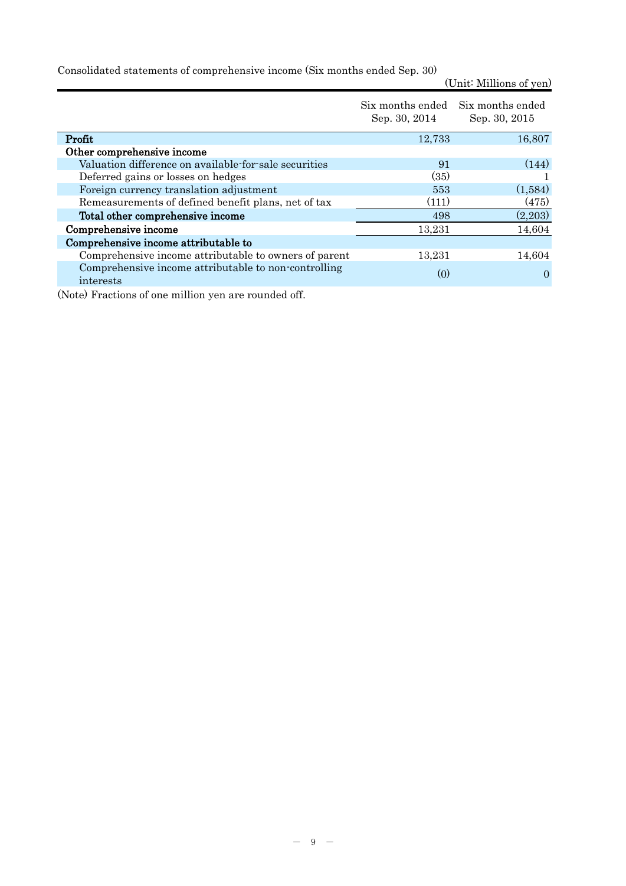Consolidated statements of comprehensive income (Six months ended Sep. 30)

(Unit: Millions of yen)

| | Six months ended Sep. 30, 2014 | Six months ended Sep. 30, 2015 |
|---|---|---|
| **Profit** | 12,733 | 16,807 |
| **Other comprehensive income** | | |
| Valuation difference on available-for-sale securities | 91 | (144) |
| Deferred gains or losses on hedges | (35) | 1 |
| Foreign currency translation adjustment | 553 | (1,584) |
| Remeasurements of defined benefit plans, net of tax | (111) | (475) |
| **Total other comprehensive income** | 498 | (2,203) |
| **Comprehensive income** | 13,231 | 14,604 |
| **Comprehensive income attributable to** | | |
| Comprehensive income attributable to owners of parent | 13,231 | 14,604 |
| Comprehensive income attributable to non-controlling interests | (0) | 0 |

(Note) Fractions of one million yen are rounded off.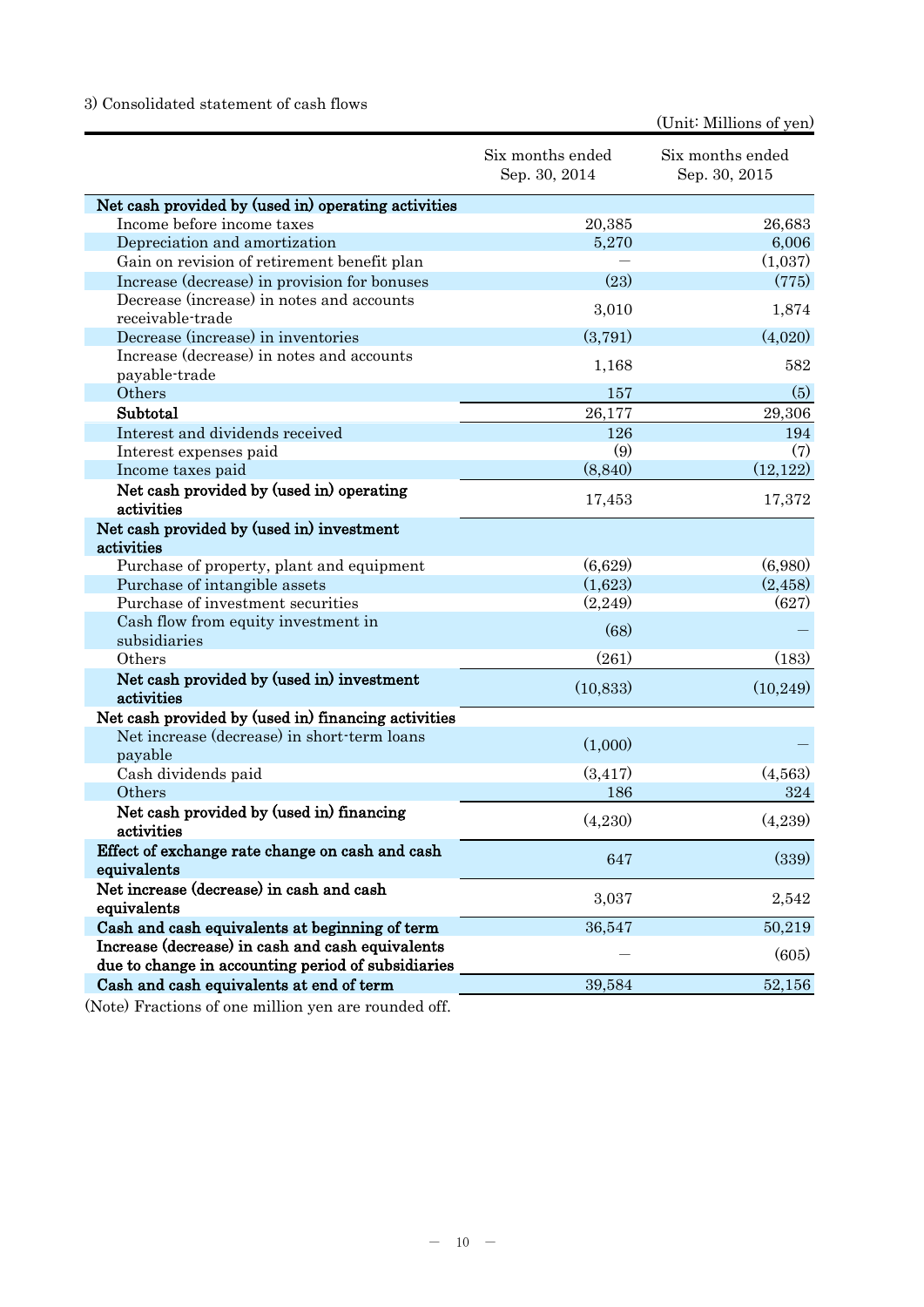3) Consolidated statement of cash flows

(Unit: Millions of yen)

| | Six months ended Sep. 30, 2014 | Six months ended Sep. 30, 2015 |
|---|---|---|
| **Net cash provided by (used in) operating activities** | | |
| Income before income taxes | 20,385 | 26,683 |
| Depreciation and amortization | 5,270 | 6,006 |
| Gain on revision of retirement benefit plan | — | (1,037) |
| Increase (decrease) in provision for bonuses | (23) | (775) |
| Decrease (increase) in notes and accounts receivable-trade | 3,010 | 1,874 |
| Decrease (increase) in inventories | (3,791) | (4,020) |
| Increase (decrease) in notes and accounts payable-trade | 1,168 | 582 |
| Others | 157 | (5) |
| **Subtotal** | 26,177 | 29,306 |
| Interest and dividends received | 126 | 194 |
| Interest expenses paid | (9) | (7) |
| Income taxes paid | (8,840) | (12,122) |
| **Net cash provided by (used in) operating activities** | 17,453 | 17,372 |
| **Net cash provided by (used in) investment activities** | | |
| Purchase of property, plant and equipment | (6,629) | (6,980) |
| Purchase of intangible assets | (1,623) | (2,458) |
| Purchase of investment securities | (2,249) | (627) |
| Cash flow from equity investment in subsidiaries | (68) | — |
| Others | (261) | (183) |
| **Net cash provided by (used in) investment activities** | (10,833) | (10,249) |
| **Net cash provided by (used in) financing activities** | | |
| Net increase (decrease) in short-term loans payable | (1,000) | — |
| Cash dividends paid | (3,417) | (4,563) |
| Others | 186 | 324 |
| **Net cash provided by (used in) financing activities** | (4,230) | (4,239) |
| **Effect of exchange rate change on cash and cash equivalents** | 647 | (339) |
| **Net increase (decrease) in cash and cash equivalents** | 3,037 | 2,542 |
| **Cash and cash equivalents at beginning of term** | 36,547 | 50,219 |
| **Increase (decrease) in cash and cash equivalents due to change in accounting period of subsidiaries** | — | (605) |
| **Cash and cash equivalents at end of term** | 39,584 | 52,156 |

(Note) Fractions of one million yen are rounded off.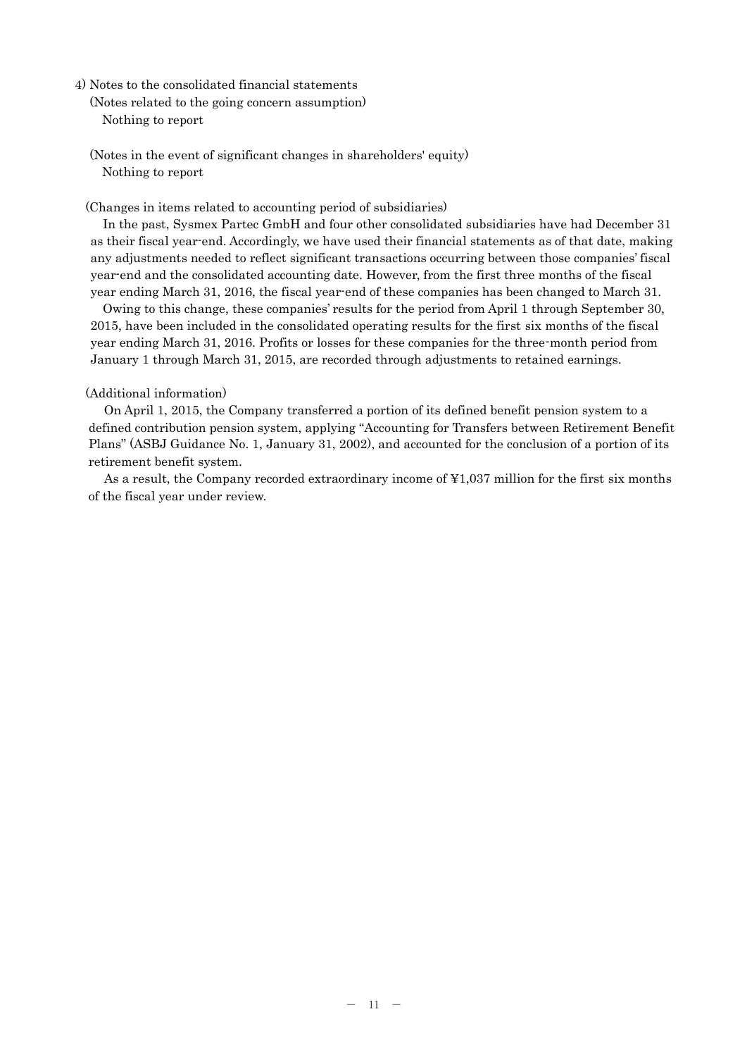4) Notes to the consolidated financial statements

(Notes related to the going concern assumption)

Nothing to report

(Notes in the event of significant changes in shareholders' equity)

Nothing to report

(Changes in items related to accounting period of subsidiaries)

In the past, Sysmex Partec GmbH and four other consolidated subsidiaries have had December 31 as their fiscal year-end. Accordingly, we have used their financial statements as of that date, making any adjustments needed to reflect significant transactions occurring between those companies' fiscal year-end and the consolidated accounting date. However, from the first three months of the fiscal year ending March 31, 2016, the fiscal year-end of these companies has been changed to March 31.

Owing to this change, these companies' results for the period from April 1 through September 30, 2015, have been included in the consolidated operating results for the first six months of the fiscal year ending March 31, 2016. Profits or losses for these companies for the three-month period from January 1 through March 31, 2015, are recorded through adjustments to retained earnings.

(Additional information)

On April 1, 2015, the Company transferred a portion of its defined benefit pension system to a defined contribution pension system, applying "Accounting for Transfers between Retirement Benefit Plans" (ASBJ Guidance No. 1, January 31, 2002), and accounted for the conclusion of a portion of its retirement benefit system.

As a result, the Company recorded extraordinary income of ¥1,037 million for the first six months of the fiscal year under review.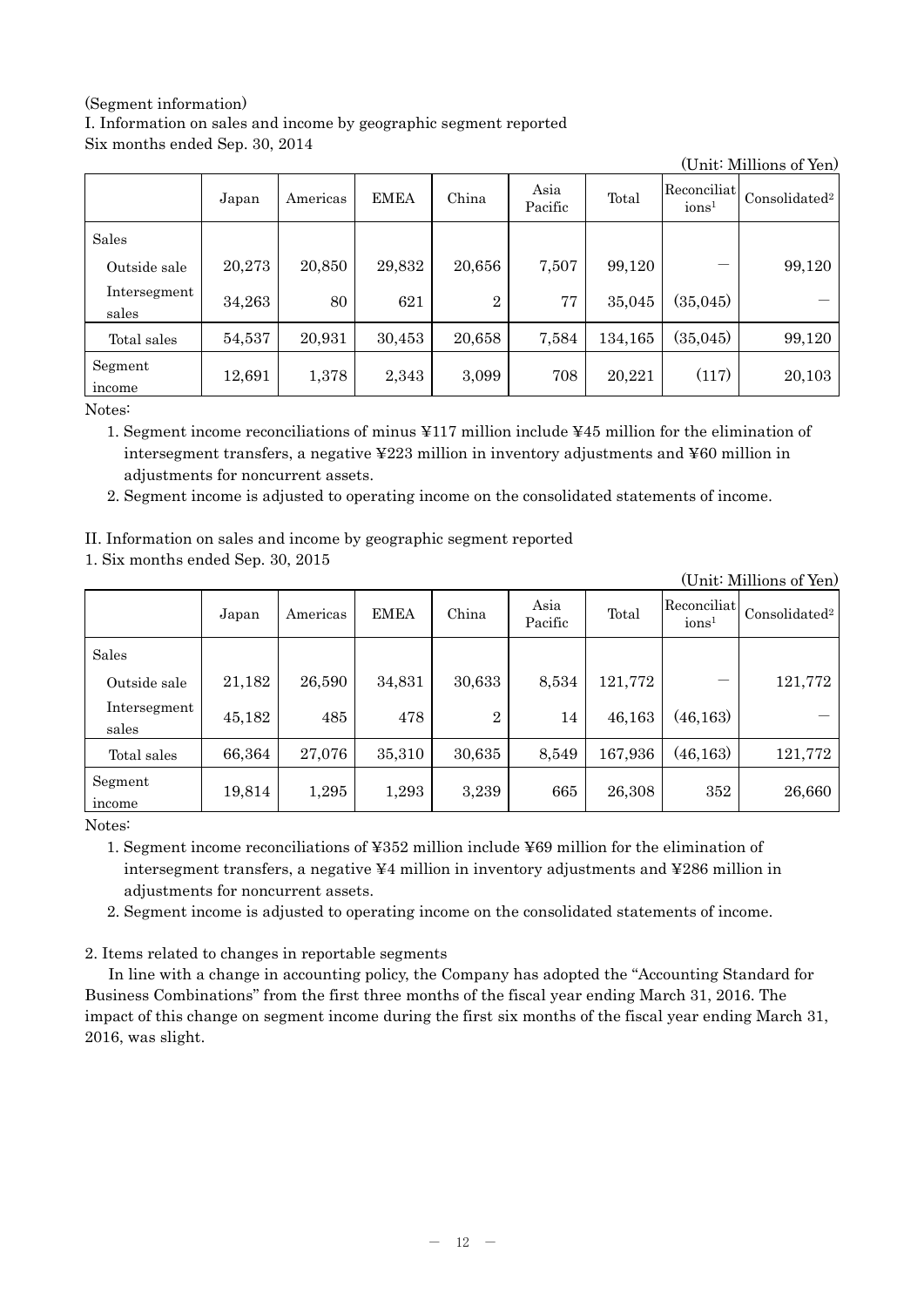(Segment information)

I. Information on sales and income by geographic segment reported

Six months ended Sep. 30, 2014

(Unit: Millions of Yen)

| | Japan | Americas | EMEA | China | Asia Pacific | Total | Reconciliations[1] | Consolidated[2] |
|---|---|---|---|---|---|---|---|---|
| Sales | | | | | | | | |
| Outside sale | 20,273 | 20,850 | 29,832 | 20,656 | 7,507 | 99,120 | — | 99,120 |
| Intersegment sales | 34,263 | 80 | 621 | 2 | 77 | 35,045 | (35,045) | — |
| Total sales | 54,537 | 20,931 | 30,453 | 20,658 | 7,584 | 134,165 | (35,045) | 99,120 |
| Segment income | 12,691 | 1,378 | 2,343 | 3,099 | 708 | 20,221 | (117) | 20,103 |

Notes:

1. Segment income reconciliations of minus ¥117 million include ¥45 million for the elimination of intersegment transfers, a negative ¥223 million in inventory adjustments and ¥60 million in adjustments for noncurrent assets.
2. Segment income is adjusted to operating income on the consolidated statements of income.

II. Information on sales and income by geographic segment reported

1. Six months ended Sep. 30, 2015

(Unit: Millions of Yen)

| | Japan | Americas | EMEA | China | Asia Pacific | Total | Reconciliations[1] | Consolidated[2] |
|---|---|---|---|---|---|---|---|---|
| Sales | | | | | | | | |
| Outside sale | 21,182 | 26,590 | 34,831 | 30,633 | 8,534 | 121,772 | — | 121,772 |
| Intersegment sales | 45,182 | 485 | 478 | 2 | 14 | 46,163 | (46,163) | — |
| Total sales | 66,364 | 27,076 | 35,310 | 30,635 | 8,549 | 167,936 | (46,163) | 121,772 |
| Segment income | 19,814 | 1,295 | 1,293 | 3,239 | 665 | 26,308 | 352 | 26,660 |

Notes:

1. Segment income reconciliations of ¥352 million include ¥69 million for the elimination of intersegment transfers, a negative ¥4 million in inventory adjustments and ¥286 million in adjustments for noncurrent assets.
2. Segment income is adjusted to operating income on the consolidated statements of income.

2. Items related to changes in reportable segments

In line with a change in accounting policy, the Company has adopted the "Accounting Standard for Business Combinations" from the first three months of the fiscal year ending March 31, 2016. The impact of this change on segment income during the first six months of the fiscal year ending March 31, 2016, was slight.